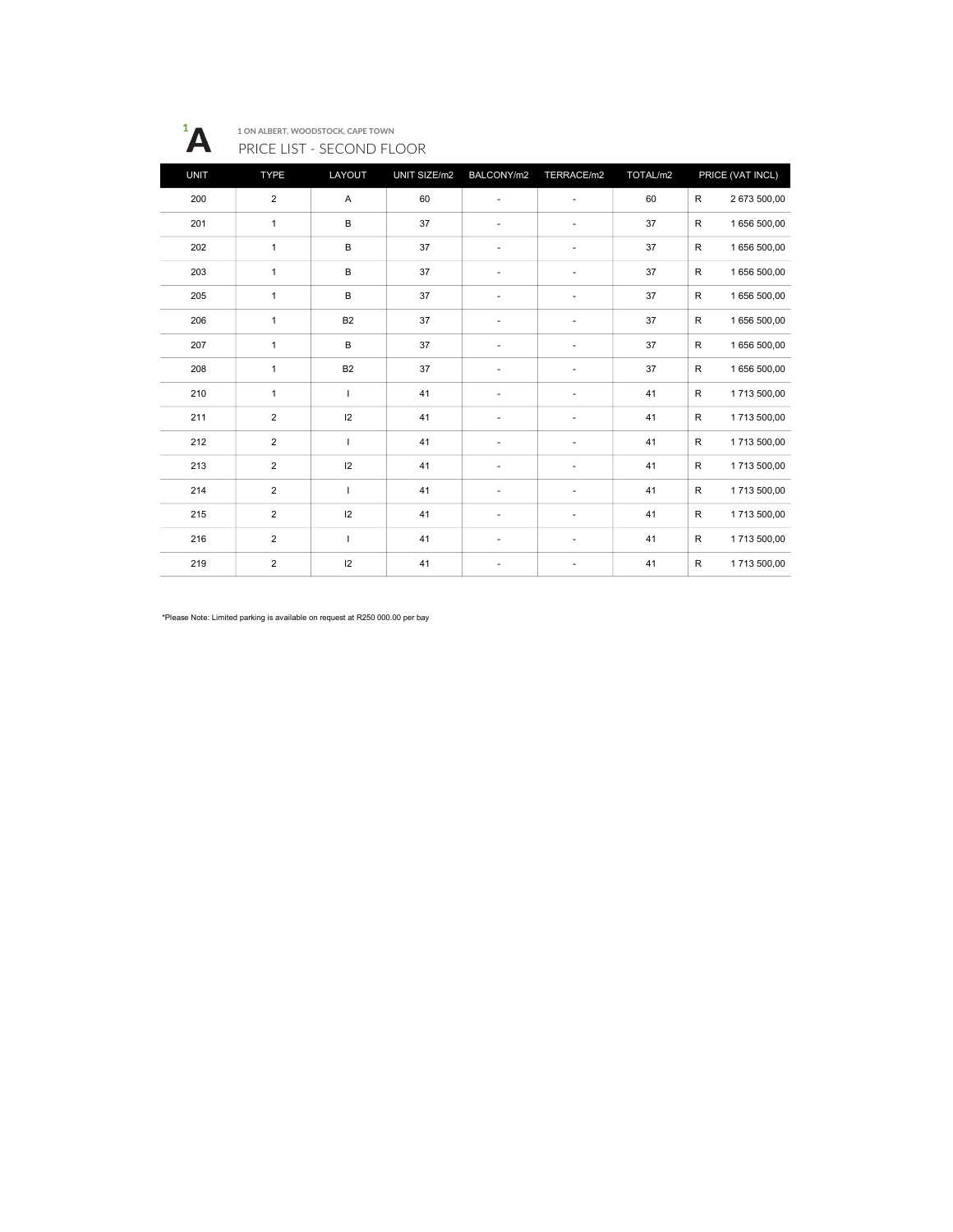1 ON ALBERT, WOODSTOCK, CAPE TOWN

# PRICE LIST - SECOND FLOOR

| UNIT | TYPE | LAYOUT | UNIT SIZE/m2 | BALCONY/m2 | TERRACE/m2 | TOTAL/m2 | PRICE (VAT INCL) |
|---|---|---|---|---|---|---|---|
| 200 | 2 | A | 60 | - | - | 60 | R 2 673 500,00 |
| 201 | 1 | B | 37 | - | - | 37 | R 1 656 500,00 |
| 202 | 1 | B | 37 | - | - | 37 | R 1 656 500,00 |
| 203 | 1 | B | 37 | - | - | 37 | R 1 656 500,00 |
| 205 | 1 | B | 37 | - | - | 37 | R 1 656 500,00 |
| 206 | 1 | B2 | 37 | - | - | 37 | R 1 656 500,00 |
| 207 | 1 | B | 37 | - | - | 37 | R 1 656 500,00 |
| 208 | 1 | B2 | 37 | - | - | 37 | R 1 656 500,00 |
| 210 | 1 | I | 41 | - | - | 41 | R 1 713 500,00 |
| 211 | 2 | I2 | 41 | - | - | 41 | R 1 713 500,00 |
| 212 | 2 | I | 41 | - | - | 41 | R 1 713 500,00 |
| 213 | 2 | I2 | 41 | - | - | 41 | R 1 713 500,00 |
| 214 | 2 | I | 41 | - | - | 41 | R 1 713 500,00 |
| 215 | 2 | I2 | 41 | - | - | 41 | R 1 713 500,00 |
| 216 | 2 | I | 41 | - | - | 41 | R 1 713 500,00 |
| 219 | 2 | I2 | 41 | - | - | 41 | R 1 713 500,00 |

*Please Note: Limited parking is available on request at R250 000.00 per bay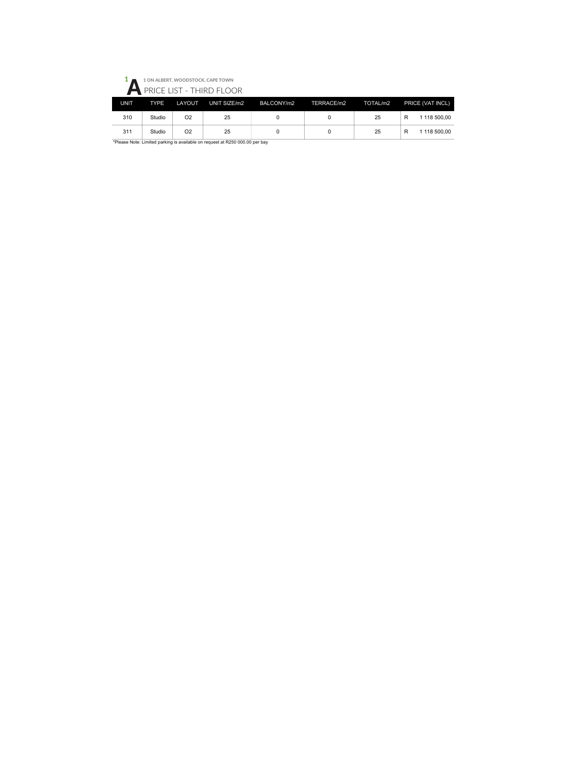1 ON ALBERT, WOODSTOCK, CAPE TOWN

# PRICE LIST - THIRD FLOOR

| UNIT | TYPE | LAYOUT | UNIT SIZE/m2 | BALCONY/m2 | TERRACE/m2 | TOTAL/m2 | PRICE (VAT INCL) |
|---|---|---|---|---|---|---|---|
| 310 | Studio | O2 | 25 | 0 | 0 | 25 | R 1 118 500,00 |
| 311 | Studio | O2 | 25 | 0 | 0 | 25 | R 1 118 500,00 |

*Please Note: Limited parking is available on request at R250 000.00 per bay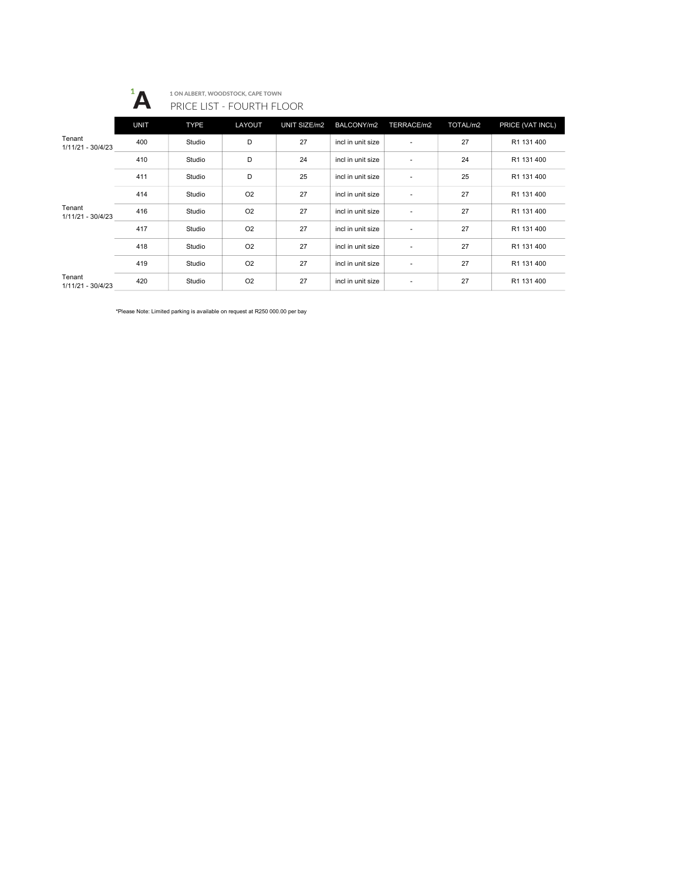1 A

**1 ON ALBERT, WOODSTOCK, CAPE TOWN**

## PRICE LIST - FOURTH FLOOR

| | UNIT | TYPE | LAYOUT | UNIT SIZE/m2 | BALCONY/m2 | TERRACE/m2 | TOTAL/m2 | PRICE (VAT INCL) |
|---|---|---|---|---|---|---|---|---|
| Tenant 1/11/21 - 30/4/23 | 400 | Studio | D | 27 | incl in unit size | - | 27 | R1 131 400 |
| | 410 | Studio | D | 24 | incl in unit size | - | 24 | R1 131 400 |
| | 411 | Studio | D | 25 | incl in unit size | - | 25 | R1 131 400 |
| | 414 | Studio | O2 | 27 | incl in unit size | - | 27 | R1 131 400 |
| Tenant 1/11/21 - 30/4/23 | 416 | Studio | O2 | 27 | incl in unit size | - | 27 | R1 131 400 |
| | 417 | Studio | O2 | 27 | incl in unit size | - | 27 | R1 131 400 |
| | 418 | Studio | O2 | 27 | incl in unit size | - | 27 | R1 131 400 |
| | 419 | Studio | O2 | 27 | incl in unit size | - | 27 | R1 131 400 |
| Tenant 1/11/21 - 30/4/23 | 420 | Studio | O2 | 27 | incl in unit size | - | 27 | R1 131 400 |

*Please Note: Limited parking is available on request at R250 000.00 per bay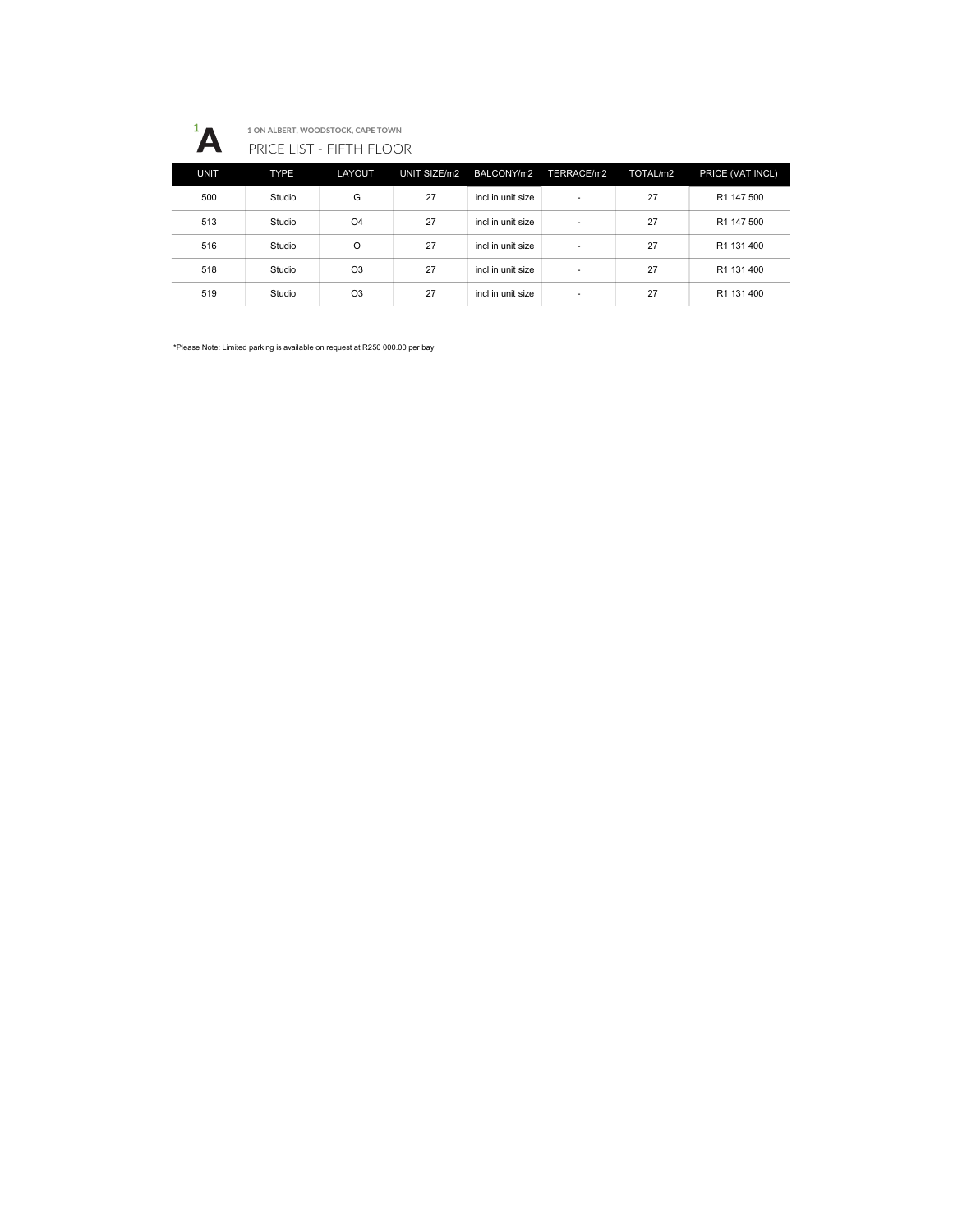1 ON ALBERT, WOODSTOCK, CAPE TOWN

# PRICE LIST - FIFTH FLOOR

| UNIT | TYPE | LAYOUT | UNIT SIZE/m2 | BALCONY/m2 | TERRACE/m2 | TOTAL/m2 | PRICE (VAT INCL) |
|---|---|---|---|---|---|---|---|
| 500 | Studio | G | 27 | incl in unit size | - | 27 | R1 147 500 |
| 513 | Studio | O4 | 27 | incl in unit size | - | 27 | R1 147 500 |
| 516 | Studio | O | 27 | incl in unit size | - | 27 | R1 131 400 |
| 518 | Studio | O3 | 27 | incl in unit size | - | 27 | R1 131 400 |
| 519 | Studio | O3 | 27 | incl in unit size | - | 27 | R1 131 400 |

*Please Note: Limited parking is available on request at R250 000.00 per bay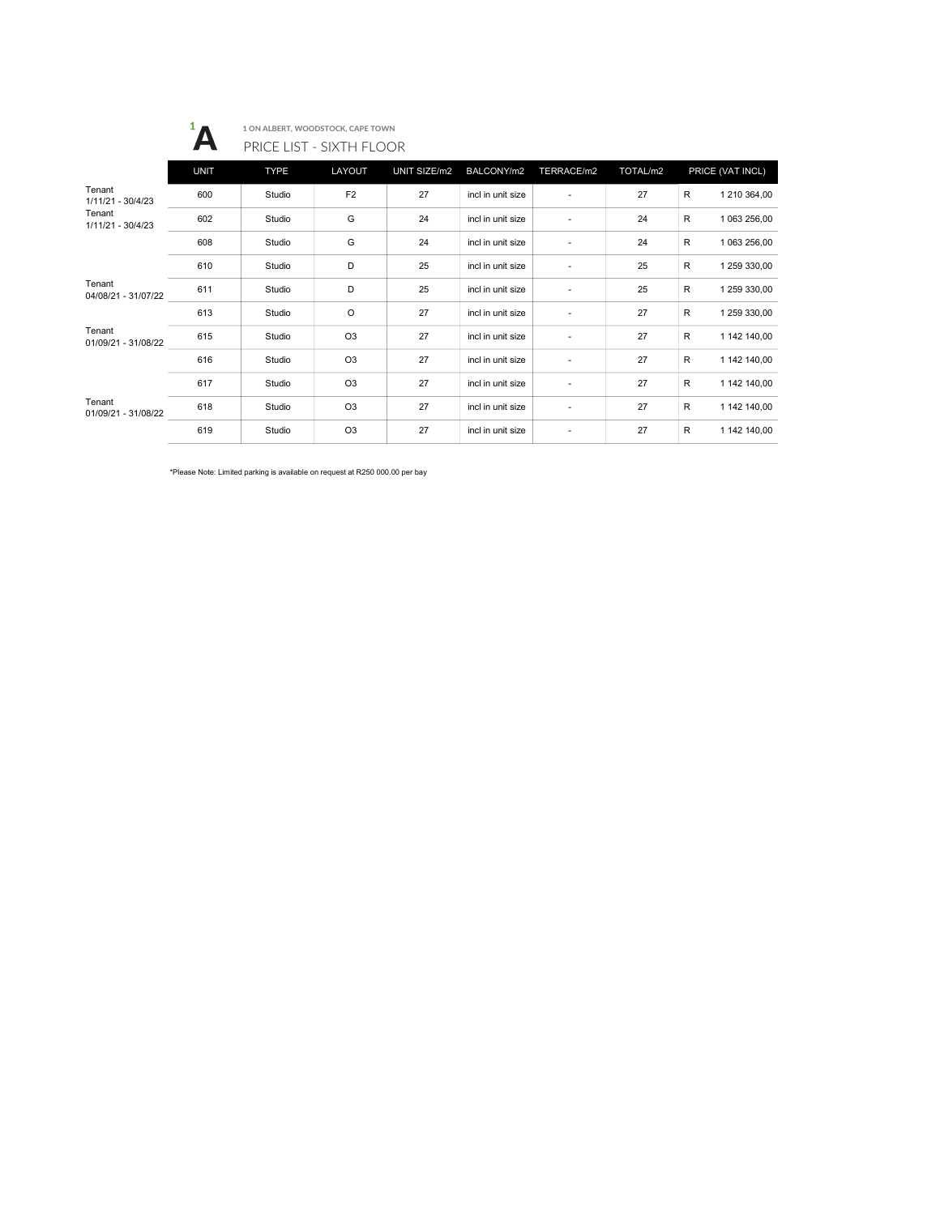**1 A**

**1 ON ALBERT, WOODSTOCK, CAPE TOWN**

## PRICE LIST - SIXTH FLOOR

| | UNIT | TYPE | LAYOUT | UNIT SIZE/m2 | BALCONY/m2 | TERRACE/m2 | TOTAL/m2 | PRICE (VAT INCL) |
|---|---|---|---|---|---|---|---|---|
| Tenant 1/11/21 - 30/4/23 | 600 | Studio | F2 | 27 | incl in unit size | - | 27 | R 1 210 364,00 |
| Tenant 1/11/21 - 30/4/23 | 602 | Studio | G | 24 | incl in unit size | - | 24 | R 1 063 256,00 |
| | 608 | Studio | G | 24 | incl in unit size | - | 24 | R 1 063 256,00 |
| | 610 | Studio | D | 25 | incl in unit size | - | 25 | R 1 259 330,00 |
| Tenant 04/08/21 - 31/07/22 | 611 | Studio | D | 25 | incl in unit size | - | 25 | R 1 259 330,00 |
| | 613 | Studio | O | 27 | incl in unit size | - | 27 | R 1 259 330,00 |
| Tenant 01/09/21 - 31/08/22 | 615 | Studio | O3 | 27 | incl in unit size | - | 27 | R 1 142 140,00 |
| | 616 | Studio | O3 | 27 | incl in unit size | - | 27 | R 1 142 140,00 |
| | 617 | Studio | O3 | 27 | incl in unit size | - | 27 | R 1 142 140,00 |
| Tenant 01/09/21 - 31/08/22 | 618 | Studio | O3 | 27 | incl in unit size | - | 27 | R 1 142 140,00 |
| | 619 | Studio | O3 | 27 | incl in unit size | - | 27 | R 1 142 140,00 |

*Please Note: Limited parking is available on request at R250 000.00 per bay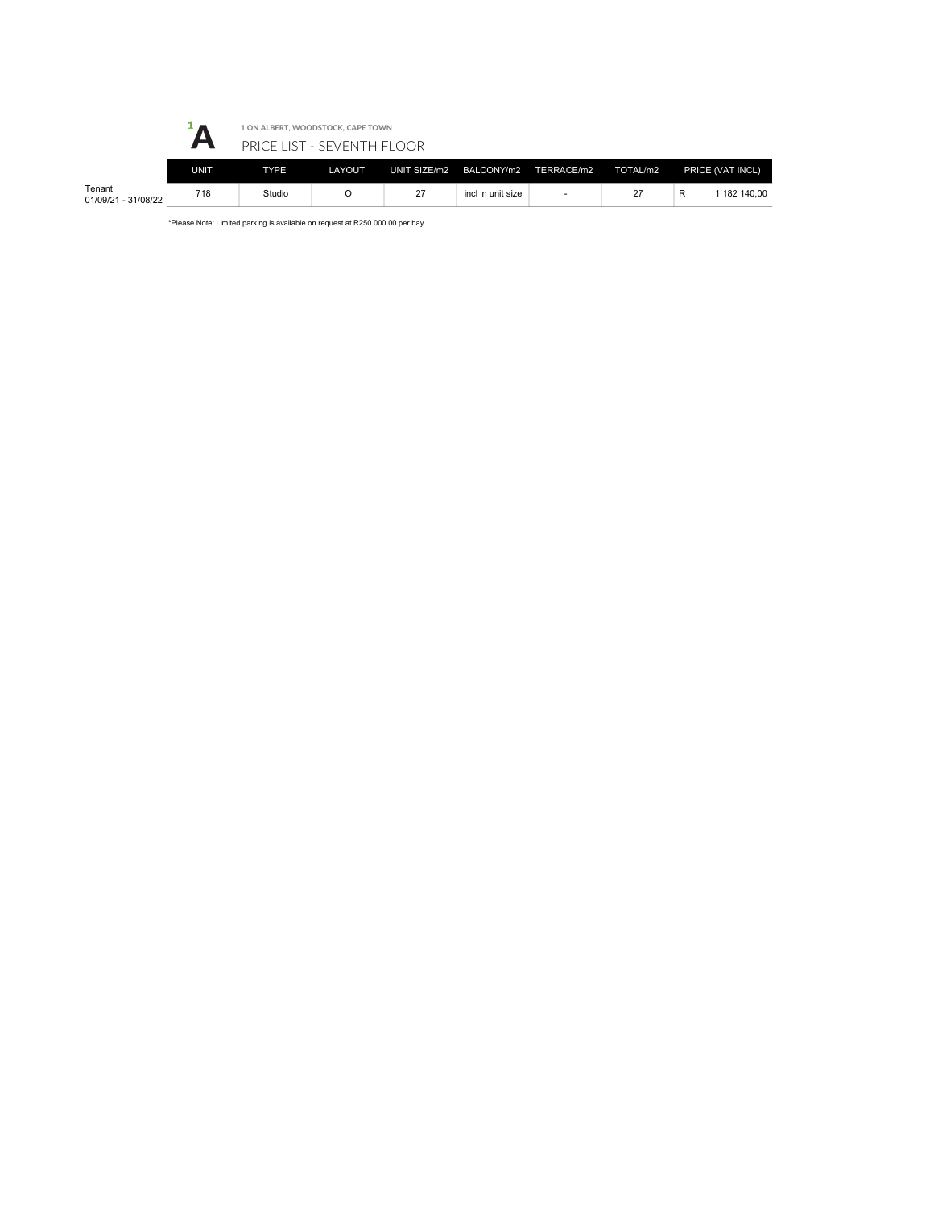1 ON ALBERT, WOODSTOCK, CAPE TOWN

## PRICE LIST - SEVENTH FLOOR

| | UNIT | TYPE | LAYOUT | UNIT SIZE/m2 | BALCONY/m2 | TERRACE/m2 | TOTAL/m2 | PRICE (VAT INCL) |
|---|---|---|---|---|---|---|---|---|
| Tenant 01/09/21 - 31/08/22 | 718 | Studio | O | 27 | incl in unit size | - | 27 | R 1 182 140,00 |

*Please Note: Limited parking is available on request at R250 000.00 per bay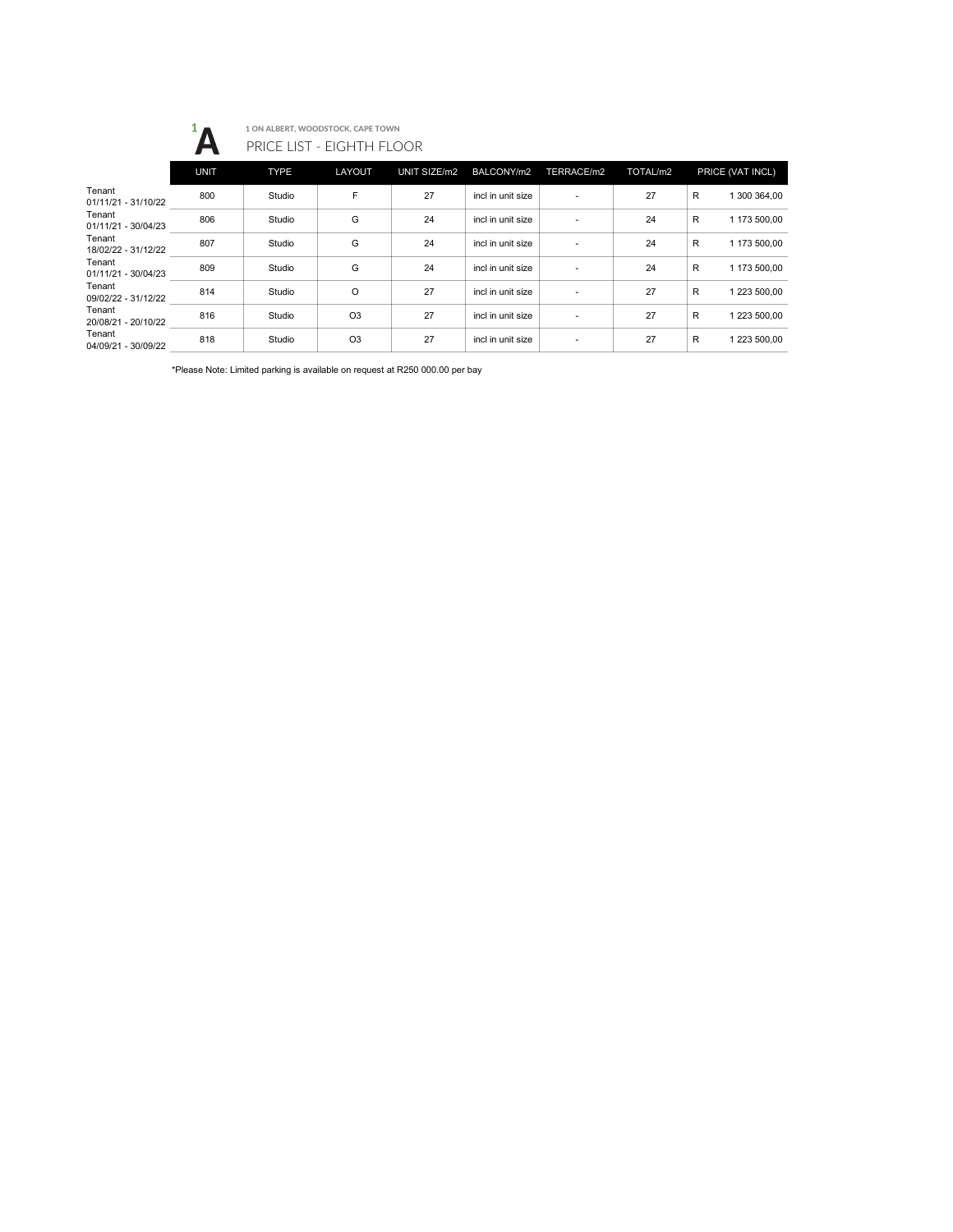1A

1 ON ALBERT, WOODSTOCK, CAPE TOWN

# PRICE LIST - EIGHTH FLOOR

| | UNIT | TYPE | LAYOUT | UNIT SIZE/m2 | BALCONY/m2 | TERRACE/m2 | TOTAL/m2 | PRICE (VAT INCL) |
|---|---|---|---|---|---|---|---|---|
| Tenant 01/11/21 - 31/10/22 | 800 | Studio | F | 27 | incl in unit size | - | 27 | R 1 300 364,00 |
| Tenant 01/11/21 - 30/04/23 | 806 | Studio | G | 24 | incl in unit size | - | 24 | R 1 173 500,00 |
| Tenant 18/02/22 - 31/12/22 | 807 | Studio | G | 24 | incl in unit size | - | 24 | R 1 173 500,00 |
| Tenant 01/11/21 - 30/04/23 | 809 | Studio | G | 24 | incl in unit size | - | 24 | R 1 173 500,00 |
| Tenant 09/02/22 - 31/12/22 | 814 | Studio | O | 27 | incl in unit size | - | 27 | R 1 223 500,00 |
| Tenant 20/08/21 - 20/10/22 | 816 | Studio | O3 | 27 | incl in unit size | - | 27 | R 1 223 500,00 |
| Tenant 04/09/21 - 30/09/22 | 818 | Studio | O3 | 27 | incl in unit size | - | 27 | R 1 223 500,00 |

*Please Note: Limited parking is available on request at R250 000.00 per bay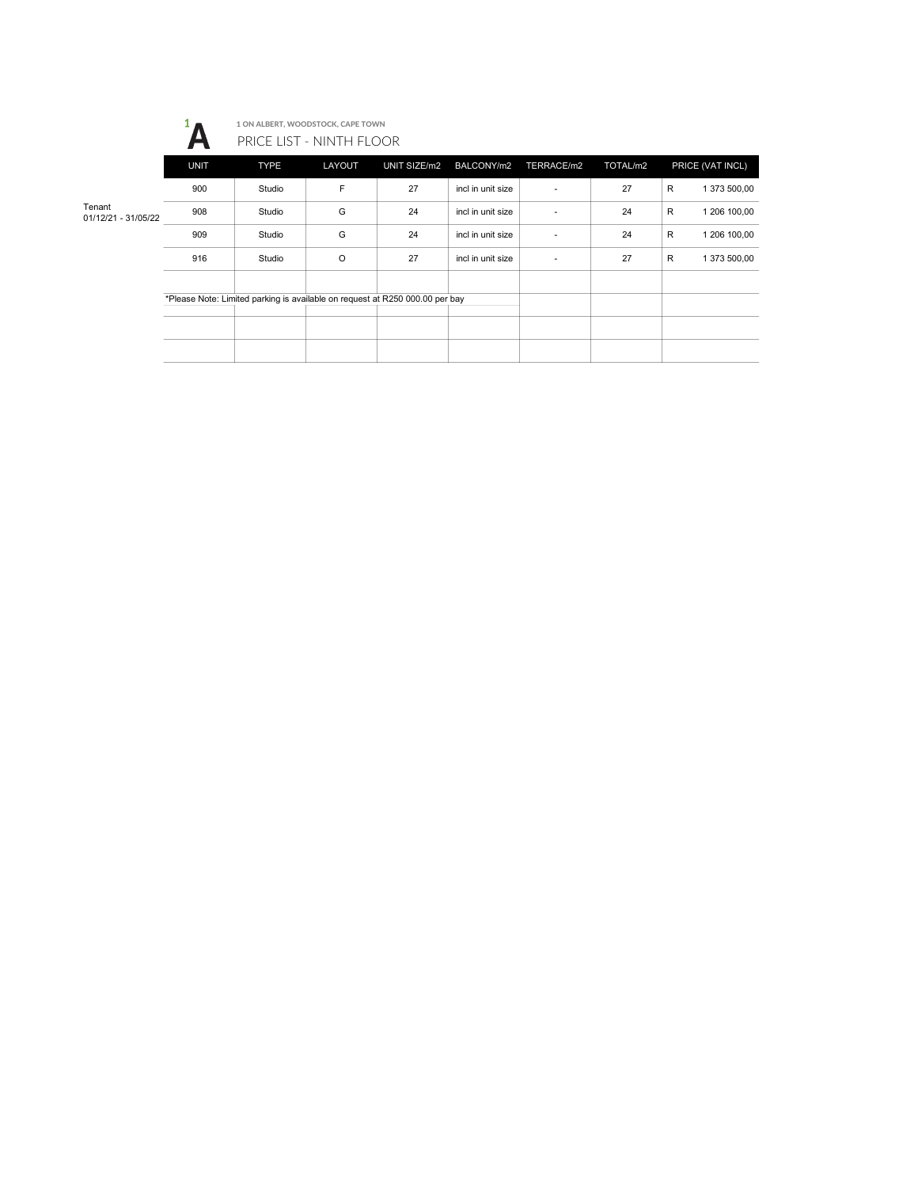1 ON ALBERT, WOODSTOCK, CAPE TOWN

# PRICE LIST - NINTH FLOOR

| | UNIT | TYPE | LAYOUT | UNIT SIZE/m2 | BALCONY/m2 | TERRACE/m2 | TOTAL/m2 | PRICE (VAT INCL) |
|---|---|---|---|---|---|---|---|---|
| | 900 | Studio | F | 27 | incl in unit size | - | 27 | R 1 373 500,00 |
| Tenant 01/12/21 - 31/05/22 | 908 | Studio | G | 24 | incl in unit size | - | 24 | R 1 206 100,00 |
| | 909 | Studio | G | 24 | incl in unit size | - | 24 | R 1 206 100,00 |
| | 916 | Studio | O | 27 | incl in unit size | - | 27 | R 1 373 500,00 |

*Please Note: Limited parking is available on request at R250 000.00 per bay